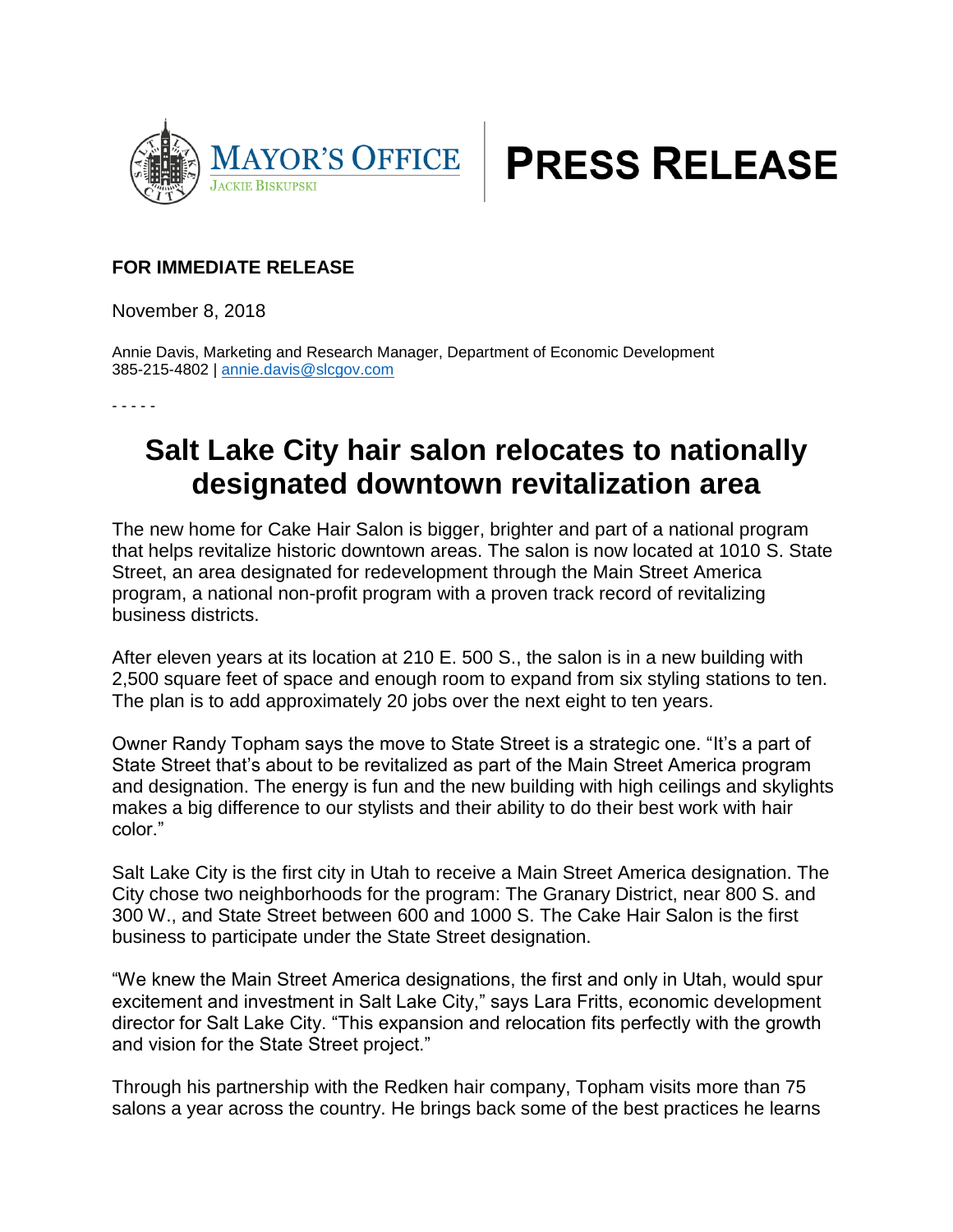MAYOR'S OFFICE
JACKIE BISKUPSKI

# PRESS RELEASE

**FOR IMMEDIATE RELEASE**

November 8, 2018

Annie Davis, Marketing and Research Manager, Department of Economic Development
385-215-4802 | annie.davis@slcgov.com

- - - - -

## Salt Lake City hair salon relocates to nationally designated downtown revitalization area

The new home for Cake Hair Salon is bigger, brighter and part of a national program that helps revitalize historic downtown areas. The salon is now located at 1010 S. State Street, an area designated for redevelopment through the Main Street America program, a national non-profit program with a proven track record of revitalizing business districts.

After eleven years at its location at 210 E. 500 S., the salon is in a new building with 2,500 square feet of space and enough room to expand from six styling stations to ten. The plan is to add approximately 20 jobs over the next eight to ten years.

Owner Randy Topham says the move to State Street is a strategic one. "It's a part of State Street that's about to be revitalized as part of the Main Street America program and designation. The energy is fun and the new building with high ceilings and skylights makes a big difference to our stylists and their ability to do their best work with hair color."

Salt Lake City is the first city in Utah to receive a Main Street America designation. The City chose two neighborhoods for the program: The Granary District, near 800 S. and 300 W., and State Street between 600 and 1000 S. The Cake Hair Salon is the first business to participate under the State Street designation.

"We knew the Main Street America designations, the first and only in Utah, would spur excitement and investment in Salt Lake City," says Lara Fritts, economic development director for Salt Lake City. "This expansion and relocation fits perfectly with the growth and vision for the State Street project."

Through his partnership with the Redken hair company, Topham visits more than 75 salons a year across the country. He brings back some of the best practices he learns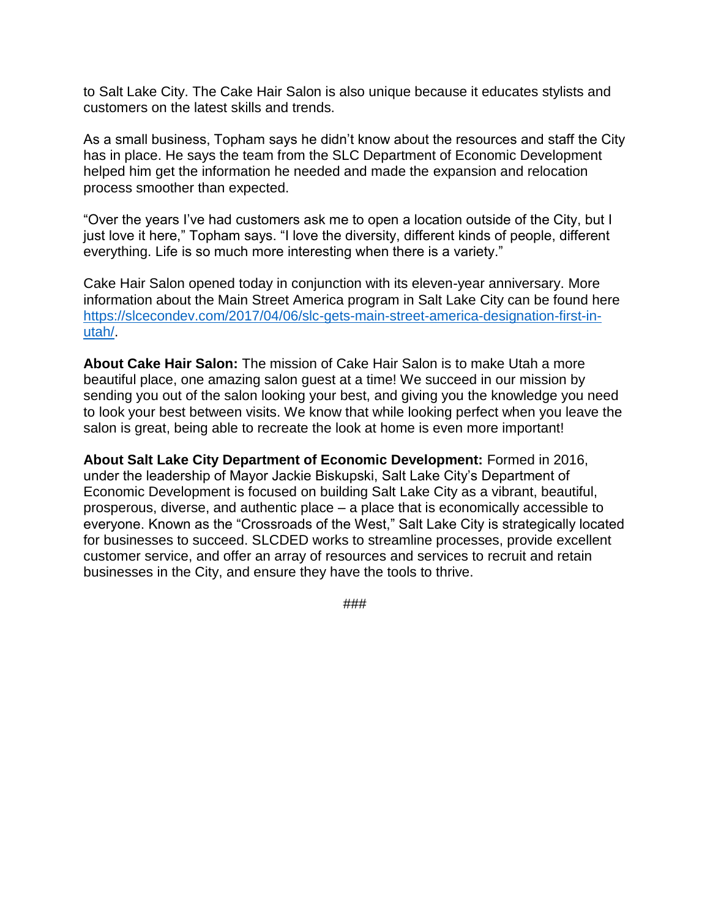to Salt Lake City. The Cake Hair Salon is also unique because it educates stylists and customers on the latest skills and trends.

As a small business, Topham says he didn't know about the resources and staff the City has in place. He says the team from the SLC Department of Economic Development helped him get the information he needed and made the expansion and relocation process smoother than expected.

"Over the years I've had customers ask me to open a location outside of the City, but I just love it here," Topham says. "I love the diversity, different kinds of people, different everything. Life is so much more interesting when there is a variety."

Cake Hair Salon opened today in conjunction with its eleven-year anniversary. More information about the Main Street America program in Salt Lake City can be found here [https://slcecondev.com/2017/04/06/slc-gets-main-street-america-designation-first-in-utah/](https://slcecondev.com/2017/04/06/slc-gets-main-street-america-designation-first-in-utah/).

**About Cake Hair Salon:** The mission of Cake Hair Salon is to make Utah a more beautiful place, one amazing salon guest at a time! We succeed in our mission by sending you out of the salon looking your best, and giving you the knowledge you need to look your best between visits. We know that while looking perfect when you leave the salon is great, being able to recreate the look at home is even more important!

**About Salt Lake City Department of Economic Development:** Formed in 2016, under the leadership of Mayor Jackie Biskupski, Salt Lake City's Department of Economic Development is focused on building Salt Lake City as a vibrant, beautiful, prosperous, diverse, and authentic place – a place that is economically accessible to everyone. Known as the "Crossroads of the West," Salt Lake City is strategically located for businesses to succeed. SLCDED works to streamline processes, provide excellent customer service, and offer an array of resources and services to recruit and retain businesses in the City, and ensure they have the tools to thrive.

###